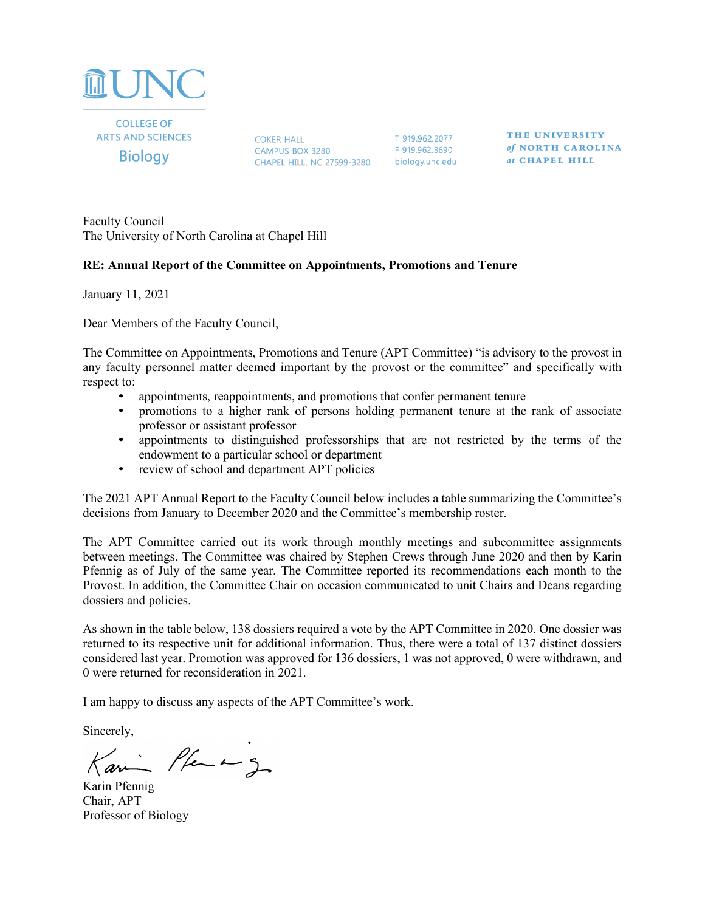UNC

COLLEGE OF ARTS AND SCIENCES
Biology

COKER HALL
CAMPUS BOX 3280
CHAPEL HILL, NC 27599-3280

T 919.962.2077
F 919.962.3690
biology.unc.edu

THE UNIVERSITY of NORTH CAROLINA at CHAPEL HILL

Faculty Council
The University of North Carolina at Chapel Hill

**RE: Annual Report of the Committee on Appointments, Promotions and Tenure**

January 11, 2021

Dear Members of the Faculty Council,

The Committee on Appointments, Promotions and Tenure (APT Committee) "is advisory to the provost in any faculty personnel matter deemed important by the provost or the committee" and specifically with respect to:

- appointments, reappointments, and promotions that confer permanent tenure
- promotions to a higher rank of persons holding permanent tenure at the rank of associate professor or assistant professor
- appointments to distinguished professorships that are not restricted by the terms of the endowment to a particular school or department
- review of school and department APT policies

The 2021 APT Annual Report to the Faculty Council below includes a table summarizing the Committee's decisions from January to December 2020 and the Committee's membership roster.

The APT Committee carried out its work through monthly meetings and subcommittee assignments between meetings. The Committee was chaired by Stephen Crews through June 2020 and then by Karin Pfennig as of July of the same year. The Committee reported its recommendations each month to the Provost. In addition, the Committee Chair on occasion communicated to unit Chairs and Deans regarding dossiers and policies.

As shown in the table below, 138 dossiers required a vote by the APT Committee in 2020. One dossier was returned to its respective unit for additional information. Thus, there were a total of 137 distinct dossiers considered last year. Promotion was approved for 136 dossiers, 1 was not approved, 0 were withdrawn, and 0 were returned for reconsideration in 2021.

I am happy to discuss any aspects of the APT Committee's work.

Sincerely,

Karin Pfennig
Chair, APT
Professor of Biology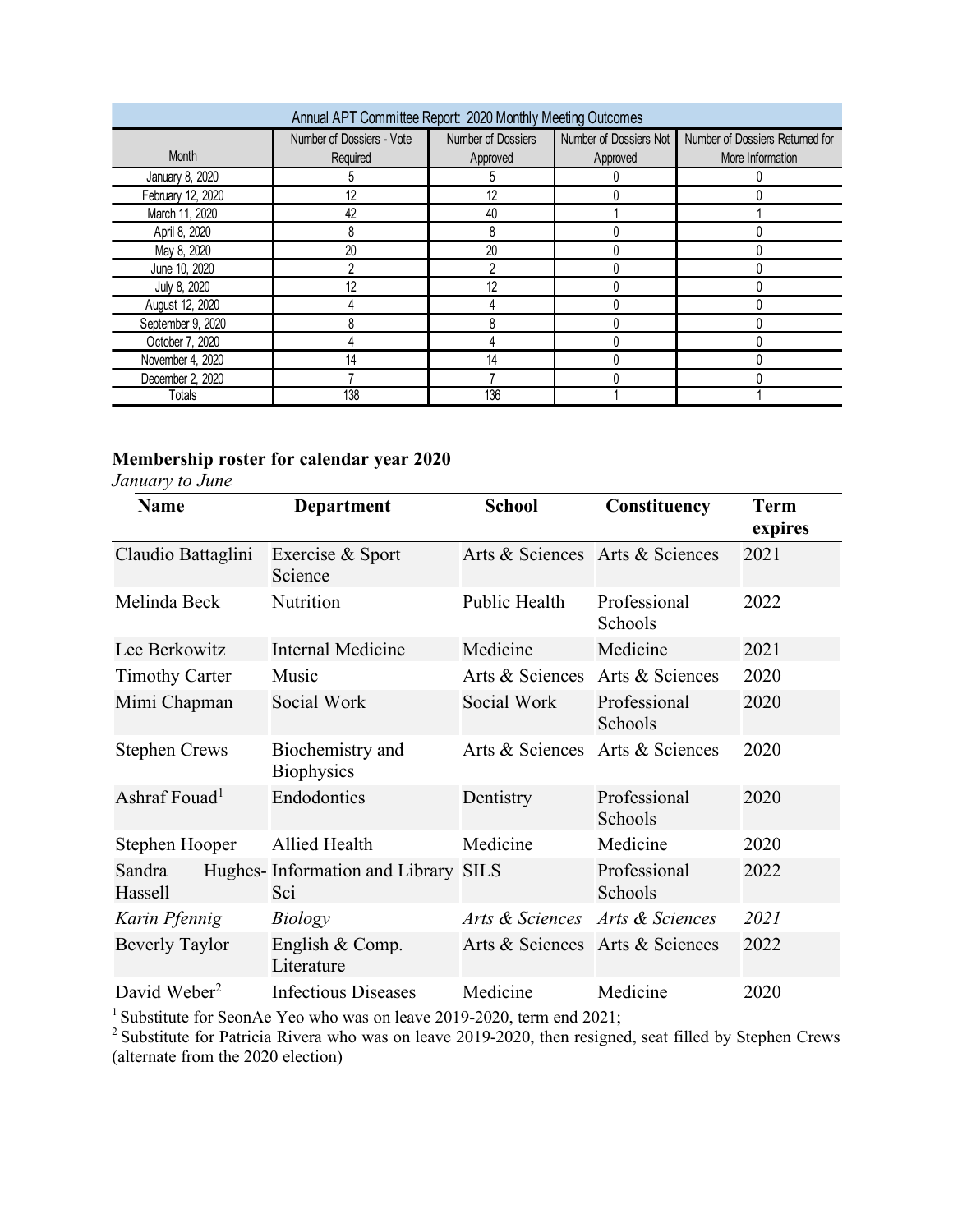| Annual APT Committee Report: 2020 Monthly Meeting Outcomes | | | | |
|---|---|---|---|---|
| Month | Number of Dossiers - Vote Required | Number of Dossiers Approved | Number of Dossiers Not Approved | Number of Dossiers Returned for More Information |
| January 8, 2020 | 5 | 5 | 0 | 0 |
| February 12, 2020 | 12 | 12 | 0 | 0 |
| March 11, 2020 | 42 | 40 | 1 | 1 |
| April 8, 2020 | 8 | 8 | 0 | 0 |
| May 8, 2020 | 20 | 20 | 0 | 0 |
| June 10, 2020 | 2 | 2 | 0 | 0 |
| July 8, 2020 | 12 | 12 | 0 | 0 |
| August 12, 2020 | 4 | 4 | 0 | 0 |
| September 9, 2020 | 8 | 8 | 0 | 0 |
| October 7, 2020 | 4 | 4 | 0 | 0 |
| November 4, 2020 | 14 | 14 | 0 | 0 |
| December 2, 2020 | 7 | 7 | 0 | 0 |
| Totals | 138 | 136 | 1 | 1 |

**Membership roster for calendar year 2020**

*January to June*

| Name | Department | School | Constituency | Term expires |
|---|---|---|---|---|
| Claudio Battaglini | Exercise & Sport Science | Arts & Sciences | Arts & Sciences | 2021 |
| Melinda Beck | Nutrition | Public Health | Professional Schools | 2022 |
| Lee Berkowitz | Internal Medicine | Medicine | Medicine | 2021 |
| Timothy Carter | Music | Arts & Sciences | Arts & Sciences | 2020 |
| Mimi Chapman | Social Work | Social Work | Professional Schools | 2020 |
| Stephen Crews | Biochemistry and Biophysics | Arts & Sciences | Arts & Sciences | 2020 |
| Ashraf Fouad[1] | Endodontics | Dentistry | Professional Schools | 2020 |
| Stephen Hooper | Allied Health | Medicine | Medicine | 2020 |
| Sandra Hughes-Hassell | Information and Library Sci | SILS | Professional Schools | 2022 |
| *Karin Pfennig* | *Biology* | *Arts & Sciences* | *Arts & Sciences* | *2021* |
| Beverly Taylor | English & Comp. Literature | Arts & Sciences | Arts & Sciences | 2022 |
| David Weber[2] | Infectious Diseases | Medicine | Medicine | 2020 |

[1] Substitute for SeonAe Yeo who was on leave 2019-2020, term end 2021;

[2] Substitute for Patricia Rivera who was on leave 2019-2020, then resigned, seat filled by Stephen Crews (alternate from the 2020 election)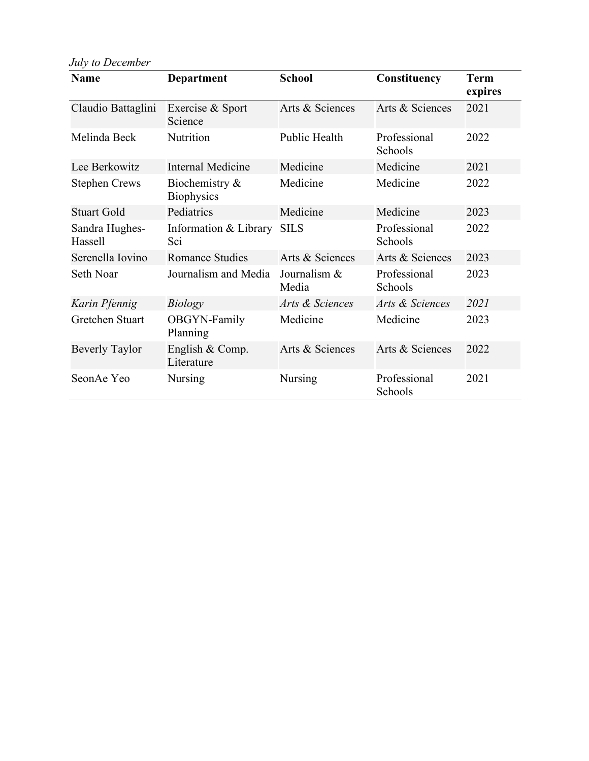*July to December*

| Name | Department | School | Constituency | Term expires |
|---|---|---|---|---|
| Claudio Battaglini | Exercise & Sport Science | Arts & Sciences | Arts & Sciences | 2021 |
| Melinda Beck | Nutrition | Public Health | Professional Schools | 2022 |
| Lee Berkowitz | Internal Medicine | Medicine | Medicine | 2021 |
| Stephen Crews | Biochemistry & Biophysics | Medicine | Medicine | 2022 |
| Stuart Gold | Pediatrics | Medicine | Medicine | 2023 |
| Sandra Hughes-Hassell | Information & Library Sci | SILS | Professional Schools | 2022 |
| Serenella Iovino | Romance Studies | Arts & Sciences | Arts & Sciences | 2023 |
| Seth Noar | Journalism and Media | Journalism & Media | Professional Schools | 2023 |
| *Karin Pfennig* | *Biology* | *Arts & Sciences* | *Arts & Sciences* | *2021* |
| Gretchen Stuart | OBGYN-Family Planning | Medicine | Medicine | 2023 |
| Beverly Taylor | English & Comp. Literature | Arts & Sciences | Arts & Sciences | 2022 |
| SeonAe Yeo | Nursing | Nursing | Professional Schools | 2021 |